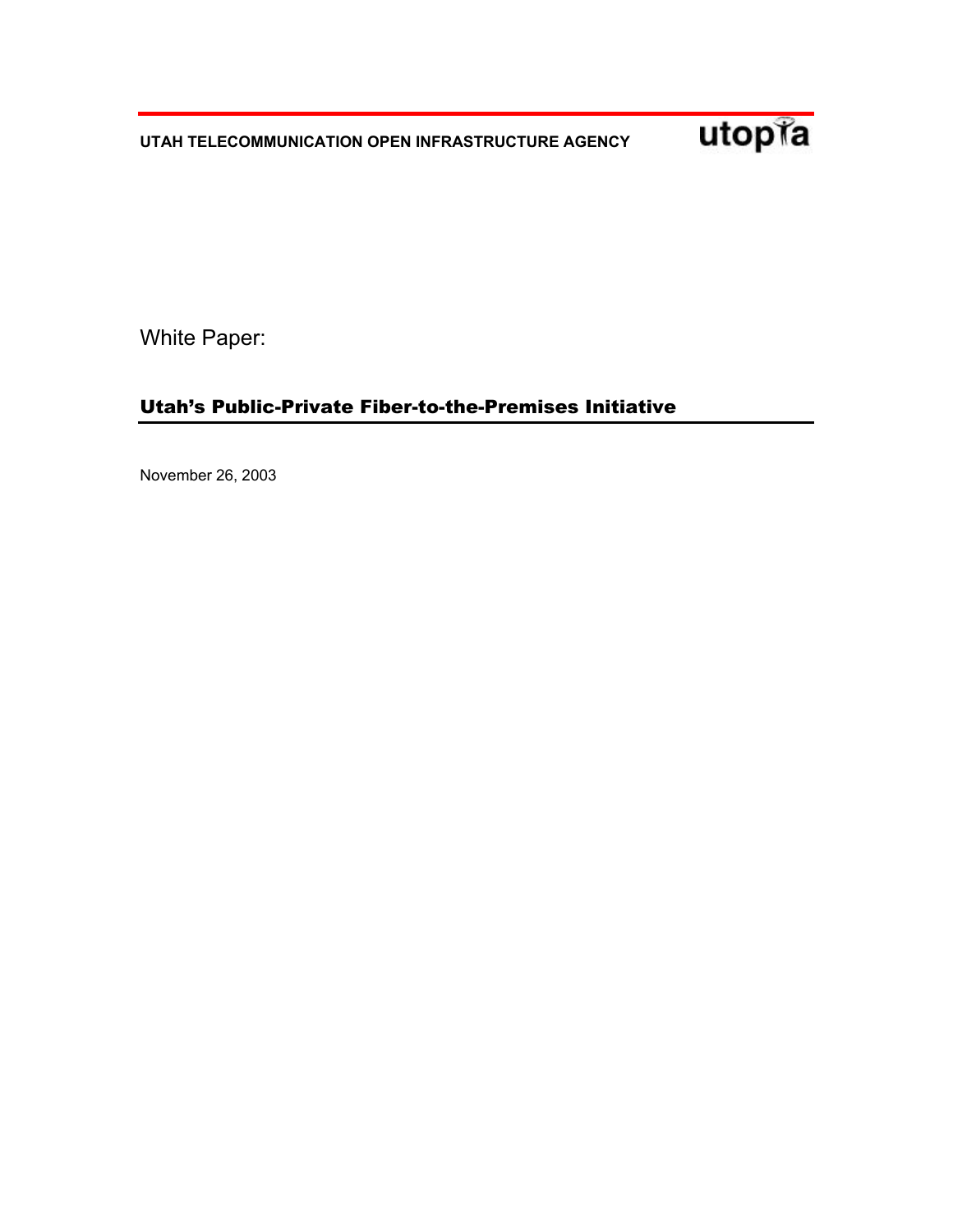UTAH TELECOMMUNICATION OPEN INFRASTRUCTURE AGENCY

utopia

White Paper:

# Utah's Public-Private Fiber-to-the-Premises Initiative

November 26, 2003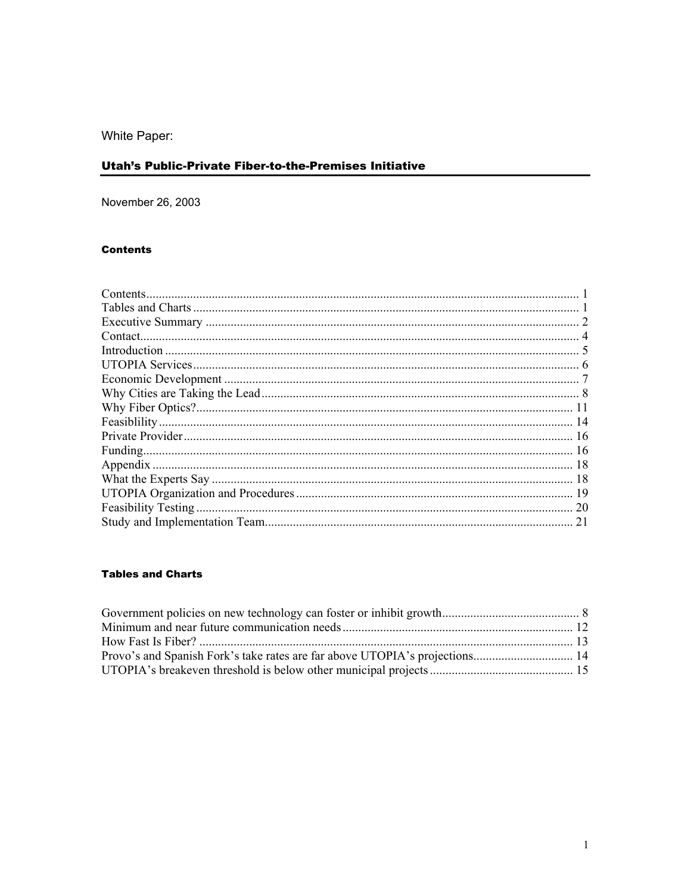White Paper:

# Utah's Public-Private Fiber-to-the-Premises Initiative

November 26, 2003

### Contents

Contents........................................................................................................................................ 1
Tables and Charts ......................................................................................................................... 1
Executive Summary ...................................................................................................................... 2
Contact........................................................................................................................................... 4
Introduction ................................................................................................................................... 5
UTOPIA Services .......................................................................................................................... 6
Economic Development ................................................................................................................ 7
Why Cities are Taking the Lead.................................................................................................... 8
Why Fiber Optics?....................................................................................................................... 11
Feasiblility ................................................................................................................................... 14
Private Provider ........................................................................................................................... 16
Funding........................................................................................................................................ 16
Appendix ..................................................................................................................................... 18
What the Experts Say .................................................................................................................. 18
UTOPIA Organization and Procedures ....................................................................................... 19
Feasibility Testing ....................................................................................................................... 20
Study and Implementation Team................................................................................................. 21

### Tables and Charts

Government policies on new technology can foster or inhibit growth........................................... 8
Minimum and near future communication needs......................................................................... 12
How Fast Is Fiber? ...................................................................................................................... 13
Provo's and Spanish Fork's take rates are far above UTOPIA's projections................................ 14
UTOPIA's breakeven threshold is below other municipal projects ............................................. 15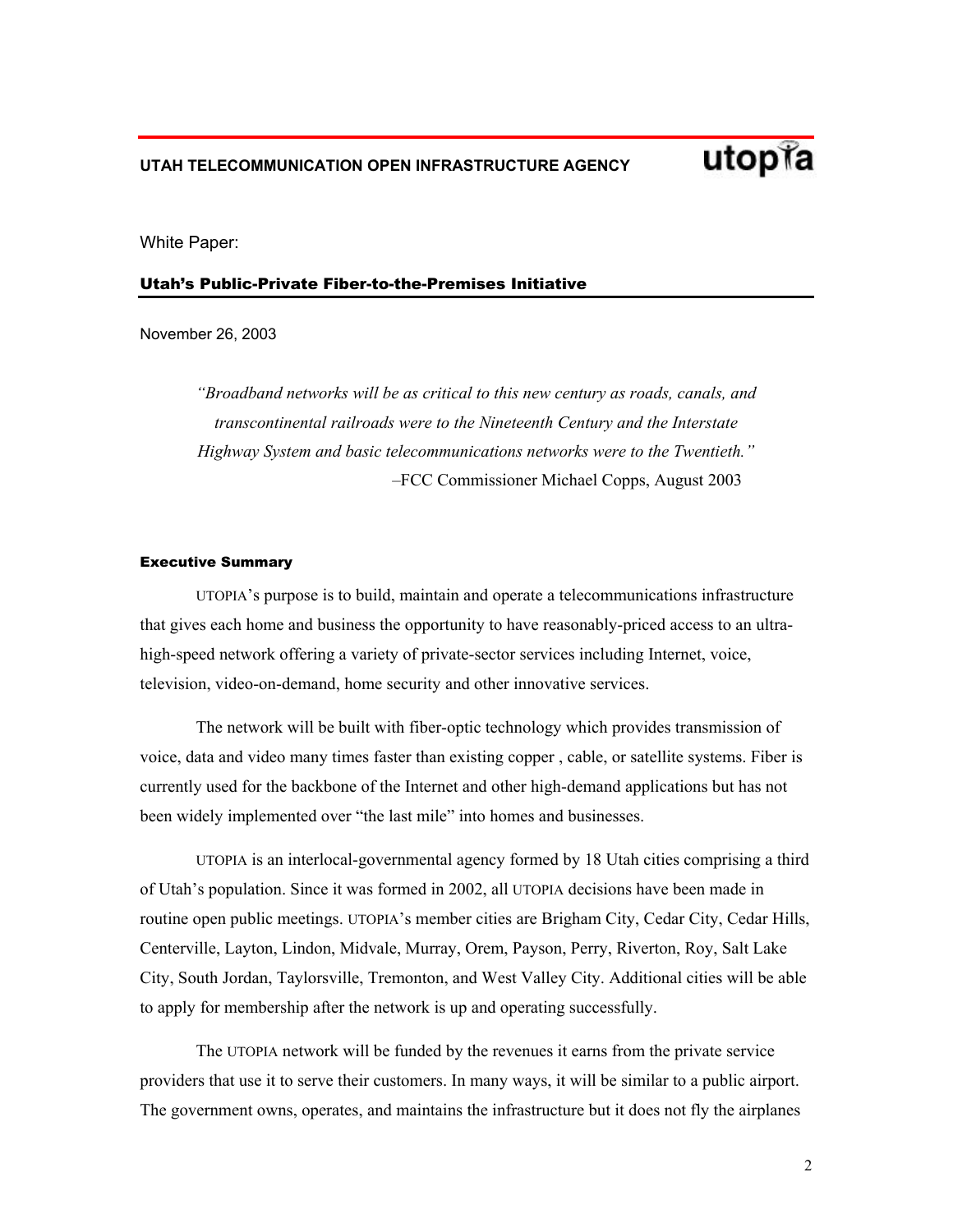**UTAH TELECOMMUNICATION OPEN INFRASTRUCTURE AGENCY**

utopia

White Paper:

## Utah's Public-Private Fiber-to-the-Premises Initiative

November 26, 2003

> *"Broadband networks will be as critical to this new century as roads, canals, and transcontinental railroads were to the Nineteenth Century and the Interstate Highway System and basic telecommunications networks were to the Twentieth."*
> –FCC Commissioner Michael Copps, August 2003

### Executive Summary

UTOPIA's purpose is to build, maintain and operate a telecommunications infrastructure that gives each home and business the opportunity to have reasonably-priced access to an ultra-high-speed network offering a variety of private-sector services including Internet, voice, television, video-on-demand, home security and other innovative services.

The network will be built with fiber-optic technology which provides transmission of voice, data and video many times faster than existing copper , cable, or satellite systems. Fiber is currently used for the backbone of the Internet and other high-demand applications but has not been widely implemented over "the last mile" into homes and businesses.

UTOPIA is an interlocal-governmental agency formed by 18 Utah cities comprising a third of Utah's population. Since it was formed in 2002, all UTOPIA decisions have been made in routine open public meetings. UTOPIA's member cities are Brigham City, Cedar City, Cedar Hills, Centerville, Layton, Lindon, Midvale, Murray, Orem, Payson, Perry, Riverton, Roy, Salt Lake City, South Jordan, Taylorsville, Tremonton, and West Valley City. Additional cities will be able to apply for membership after the network is up and operating successfully.

The UTOPIA network will be funded by the revenues it earns from the private service providers that use it to serve their customers. In many ways, it will be similar to a public airport. The government owns, operates, and maintains the infrastructure but it does not fly the airplanes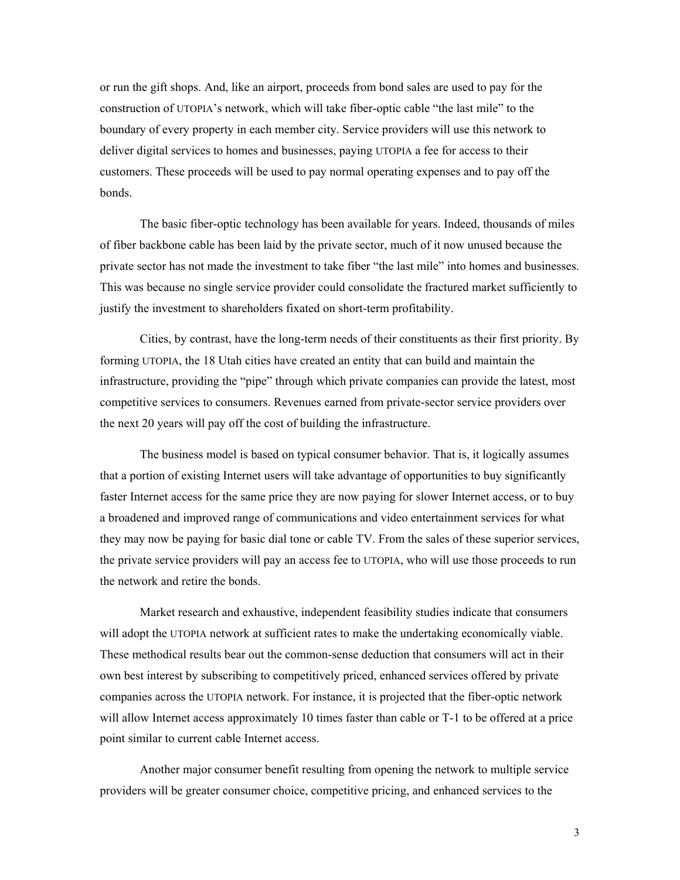or run the gift shops. And, like an airport, proceeds from bond sales are used to pay for the construction of UTOPIA's network, which will take fiber-optic cable "the last mile" to the boundary of every property in each member city. Service providers will use this network to deliver digital services to homes and businesses, paying UTOPIA a fee for access to their customers. These proceeds will be used to pay normal operating expenses and to pay off the bonds.

The basic fiber-optic technology has been available for years. Indeed, thousands of miles of fiber backbone cable has been laid by the private sector, much of it now unused because the private sector has not made the investment to take fiber "the last mile" into homes and businesses. This was because no single service provider could consolidate the fractured market sufficiently to justify the investment to shareholders fixated on short-term profitability.

Cities, by contrast, have the long-term needs of their constituents as their first priority. By forming UTOPIA, the 18 Utah cities have created an entity that can build and maintain the infrastructure, providing the "pipe" through which private companies can provide the latest, most competitive services to consumers. Revenues earned from private-sector service providers over the next 20 years will pay off the cost of building the infrastructure.

The business model is based on typical consumer behavior. That is, it logically assumes that a portion of existing Internet users will take advantage of opportunities to buy significantly faster Internet access for the same price they are now paying for slower Internet access, or to buy a broadened and improved range of communications and video entertainment services for what they may now be paying for basic dial tone or cable TV. From the sales of these superior services, the private service providers will pay an access fee to UTOPIA, who will use those proceeds to run the network and retire the bonds.

Market research and exhaustive, independent feasibility studies indicate that consumers will adopt the UTOPIA network at sufficient rates to make the undertaking economically viable. These methodical results bear out the common-sense deduction that consumers will act in their own best interest by subscribing to competitively priced, enhanced services offered by private companies across the UTOPIA network. For instance, it is projected that the fiber-optic network will allow Internet access approximately 10 times faster than cable or T-1 to be offered at a price point similar to current cable Internet access.

Another major consumer benefit resulting from opening the network to multiple service providers will be greater consumer choice, competitive pricing, and enhanced services to the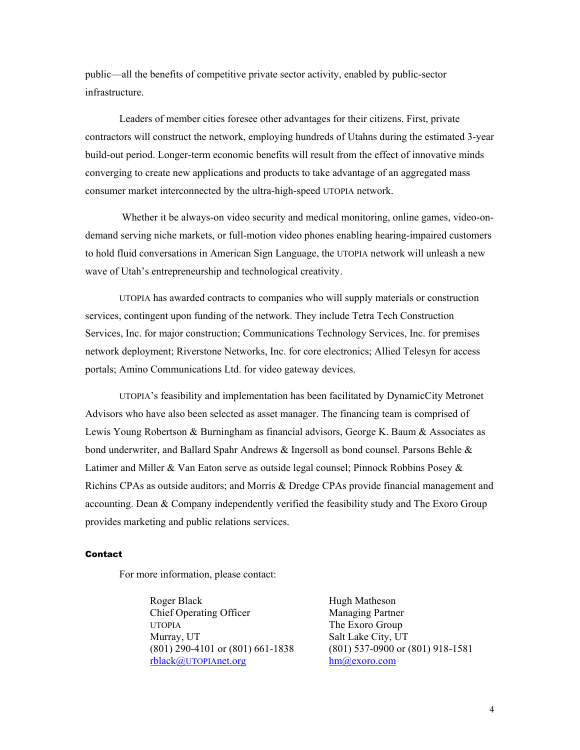public—all the benefits of competitive private sector activity, enabled by public-sector infrastructure.

Leaders of member cities foresee other advantages for their citizens. First, private contractors will construct the network, employing hundreds of Utahns during the estimated 3-year build-out period. Longer-term economic benefits will result from the effect of innovative minds converging to create new applications and products to take advantage of an aggregated mass consumer market interconnected by the ultra-high-speed UTOPIA network.

Whether it be always-on video security and medical monitoring, online games, video-on-demand serving niche markets, or full-motion video phones enabling hearing-impaired customers to hold fluid conversations in American Sign Language, the UTOPIA network will unleash a new wave of Utah's entrepreneurship and technological creativity.

UTOPIA has awarded contracts to companies who will supply materials or construction services, contingent upon funding of the network. They include Tetra Tech Construction Services, Inc. for major construction; Communications Technology Services, Inc. for premises network deployment; Riverstone Networks, Inc. for core electronics; Allied Telesyn for access portals; Amino Communications Ltd. for video gateway devices.

UTOPIA's feasibility and implementation has been facilitated by DynamicCity Metronet Advisors who have also been selected as asset manager. The financing team is comprised of Lewis Young Robertson & Burningham as financial advisors, George K. Baum & Associates as bond underwriter, and Ballard Spahr Andrews & Ingersoll as bond counsel. Parsons Behle & Latimer and Miller & Van Eaton serve as outside legal counsel; Pinnock Robbins Posey & Richins CPAs as outside auditors; and Morris & Dredge CPAs provide financial management and accounting. Dean & Company independently verified the feasibility study and The Exoro Group provides marketing and public relations services.

**Contact**

For more information, please contact:

Roger Black
Chief Operating Officer
UTOPIA
Murray, UT
(801) 290-4101 or (801) 661-1838
rblack@UTOPIAnet.org

Hugh Matheson
Managing Partner
The Exoro Group
Salt Lake City, UT
(801) 537-0900 or (801) 918-1581
hm@exoro.com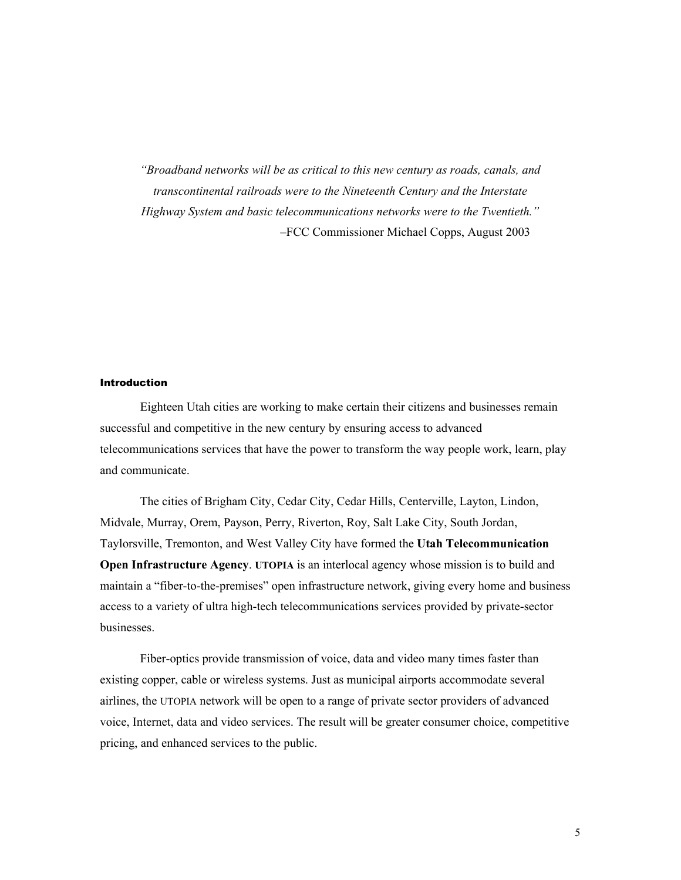*"Broadband networks will be as critical to this new century as roads, canals, and transcontinental railroads were to the Nineteenth Century and the Interstate Highway System and basic telecommunications networks were to the Twentieth."*

–FCC Commissioner Michael Copps, August 2003

## Introduction

Eighteen Utah cities are working to make certain their citizens and businesses remain successful and competitive in the new century by ensuring access to advanced telecommunications services that have the power to transform the way people work, learn, play and communicate.

The cities of Brigham City, Cedar City, Cedar Hills, Centerville, Layton, Lindon, Midvale, Murray, Orem, Payson, Perry, Riverton, Roy, Salt Lake City, South Jordan, Taylorsville, Tremonton, and West Valley City have formed the **Utah Telecommunication Open Infrastructure Agency**. **UTOPIA** is an interlocal agency whose mission is to build and maintain a "fiber-to-the-premises" open infrastructure network, giving every home and business access to a variety of ultra high-tech telecommunications services provided by private-sector businesses.

Fiber-optics provide transmission of voice, data and video many times faster than existing copper, cable or wireless systems. Just as municipal airports accommodate several airlines, the UTOPIA network will be open to a range of private sector providers of advanced voice, Internet, data and video services. The result will be greater consumer choice, competitive pricing, and enhanced services to the public.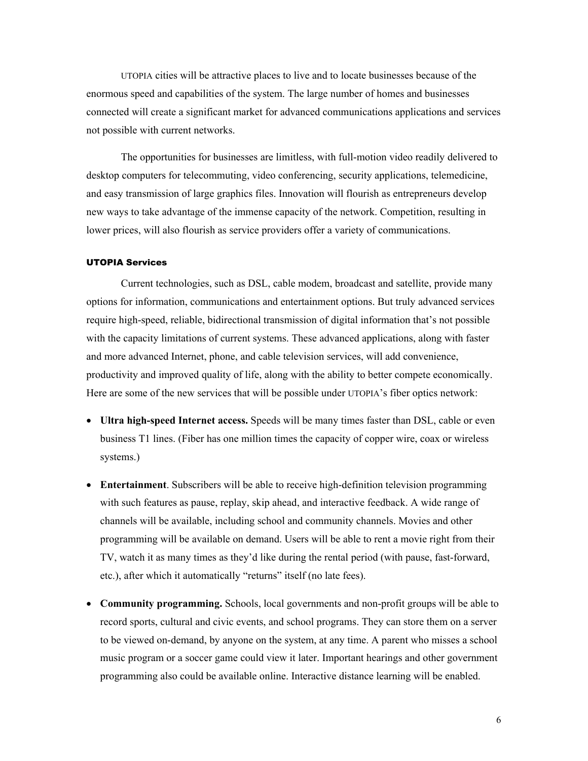UTOPIA cities will be attractive places to live and to locate businesses because of the enormous speed and capabilities of the system. The large number of homes and businesses connected will create a significant market for advanced communications applications and services not possible with current networks.

The opportunities for businesses are limitless, with full-motion video readily delivered to desktop computers for telecommuting, video conferencing, security applications, telemedicine, and easy transmission of large graphics files. Innovation will flourish as entrepreneurs develop new ways to take advantage of the immense capacity of the network. Competition, resulting in lower prices, will also flourish as service providers offer a variety of communications.

### UTOPIA Services

Current technologies, such as DSL, cable modem, broadcast and satellite, provide many options for information, communications and entertainment options. But truly advanced services require high-speed, reliable, bidirectional transmission of digital information that's not possible with the capacity limitations of current systems. These advanced applications, along with faster and more advanced Internet, phone, and cable television services, will add convenience, productivity and improved quality of life, along with the ability to better compete economically. Here are some of the new services that will be possible under UTOPIA's fiber optics network:

- **Ultra high-speed Internet access.** Speeds will be many times faster than DSL, cable or even business T1 lines. (Fiber has one million times the capacity of copper wire, coax or wireless systems.)

- **Entertainment**. Subscribers will be able to receive high-definition television programming with such features as pause, replay, skip ahead, and interactive feedback. A wide range of channels will be available, including school and community channels. Movies and other programming will be available on demand. Users will be able to rent a movie right from their TV, watch it as many times as they'd like during the rental period (with pause, fast-forward, etc.), after which it automatically "returns" itself (no late fees).

- **Community programming.** Schools, local governments and non-profit groups will be able to record sports, cultural and civic events, and school programs. They can store them on a server to be viewed on-demand, by anyone on the system, at any time. A parent who misses a school music program or a soccer game could view it later. Important hearings and other government programming also could be available online. Interactive distance learning will be enabled.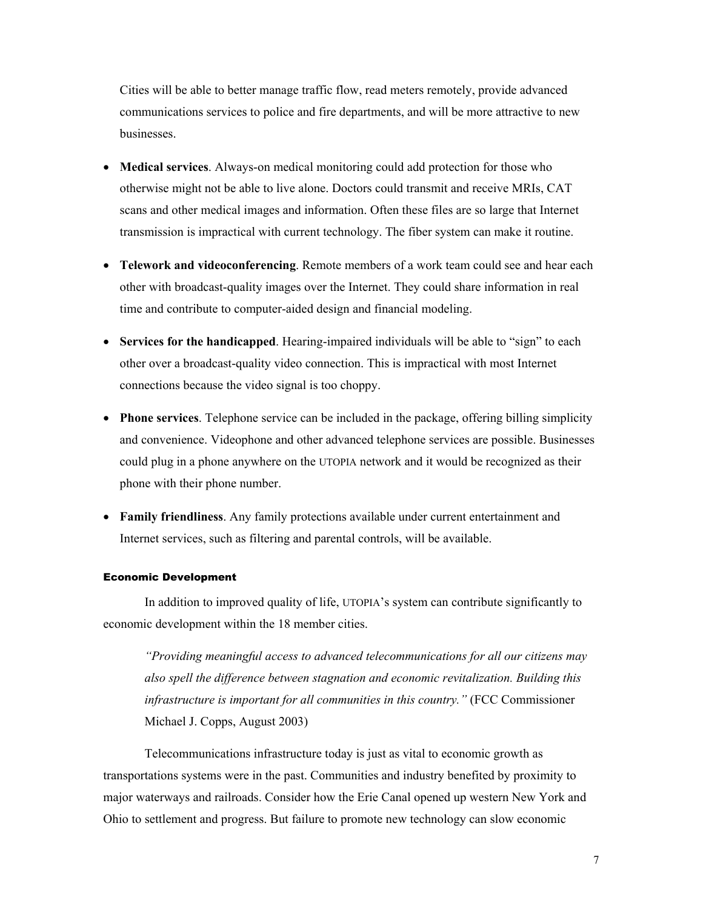Cities will be able to better manage traffic flow, read meters remotely, provide advanced communications services to police and fire departments, and will be more attractive to new businesses.

- **Medical services**. Always-on medical monitoring could add protection for those who otherwise might not be able to live alone. Doctors could transmit and receive MRIs, CAT scans and other medical images and information. Often these files are so large that Internet transmission is impractical with current technology. The fiber system can make it routine.

- **Telework and videoconferencing**. Remote members of a work team could see and hear each other with broadcast-quality images over the Internet. They could share information in real time and contribute to computer-aided design and financial modeling.

- **Services for the handicapped**. Hearing-impaired individuals will be able to "sign" to each other over a broadcast-quality video connection. This is impractical with most Internet connections because the video signal is too choppy.

- **Phone services**. Telephone service can be included in the package, offering billing simplicity and convenience. Videophone and other advanced telephone services are possible. Businesses could plug in a phone anywhere on the UTOPIA network and it would be recognized as their phone with their phone number.

- **Family friendliness**. Any family protections available under current entertainment and Internet services, such as filtering and parental controls, will be available.

#### Economic Development

In addition to improved quality of life, UTOPIA's system can contribute significantly to economic development within the 18 member cities.

> *"Providing meaningful access to advanced telecommunications for all our citizens may also spell the difference between stagnation and economic revitalization. Building this infrastructure is important for all communities in this country."* (FCC Commissioner Michael J. Copps, August 2003)

Telecommunications infrastructure today is just as vital to economic growth as transportations systems were in the past. Communities and industry benefited by proximity to major waterways and railroads. Consider how the Erie Canal opened up western New York and Ohio to settlement and progress. But failure to promote new technology can slow economic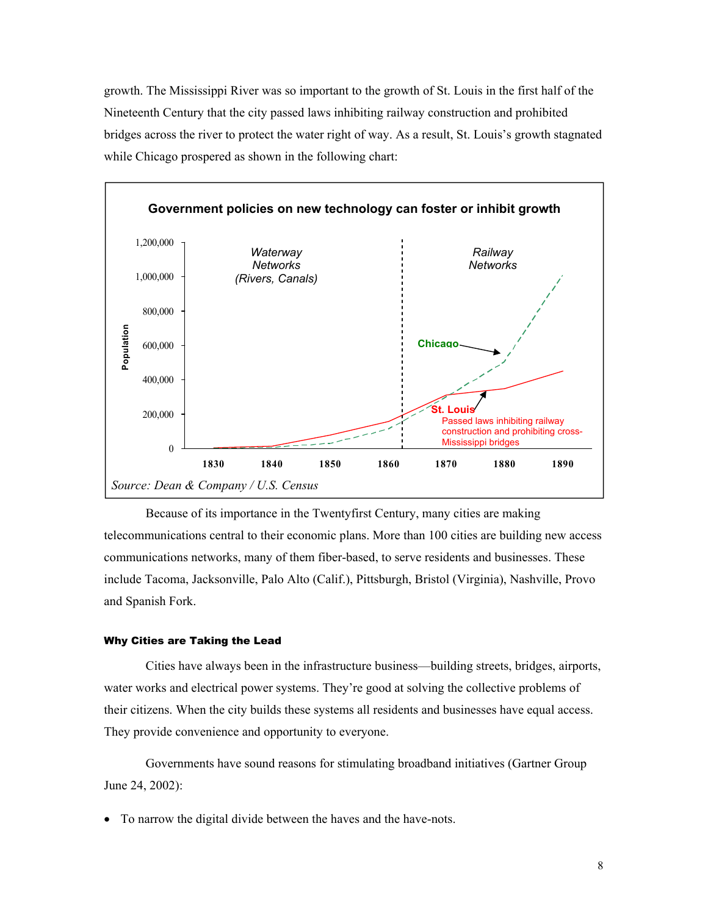growth. The Mississippi River was so important to the growth of St. Louis in the first half of the Nineteenth Century that the city passed laws inhibiting railway construction and prohibited bridges across the river to protect the water right of way. As a result, St. Louis's growth stagnated while Chicago prospered as shown in the following chart:

**Government policies on new technology can foster or inhibit growth**

*Waterway Networks (Rivers, Canals)* | *Railway Networks*

Chicago

St. Louis — Passed laws inhibiting railway construction and prohibiting cross-Mississippi bridges

Population: 0 – 1,200,000; Years: 1830 – 1890

*Source: Dean & Company / U.S. Census*

Because of its importance in the Twentyfirst Century, many cities are making telecommunications central to their economic plans. More than 100 cities are building new access communications networks, many of them fiber-based, to serve residents and businesses. These include Tacoma, Jacksonville, Palo Alto (Calif.), Pittsburgh, Bristol (Virginia), Nashville, Provo and Spanish Fork.

#### Why Cities are Taking the Lead

Cities have always been in the infrastructure business—building streets, bridges, airports, water works and electrical power systems. They're good at solving the collective problems of their citizens. When the city builds these systems all residents and businesses have equal access. They provide convenience and opportunity to everyone.

Governments have sound reasons for stimulating broadband initiatives (Gartner Group June 24, 2002):

- To narrow the digital divide between the haves and the have-nots.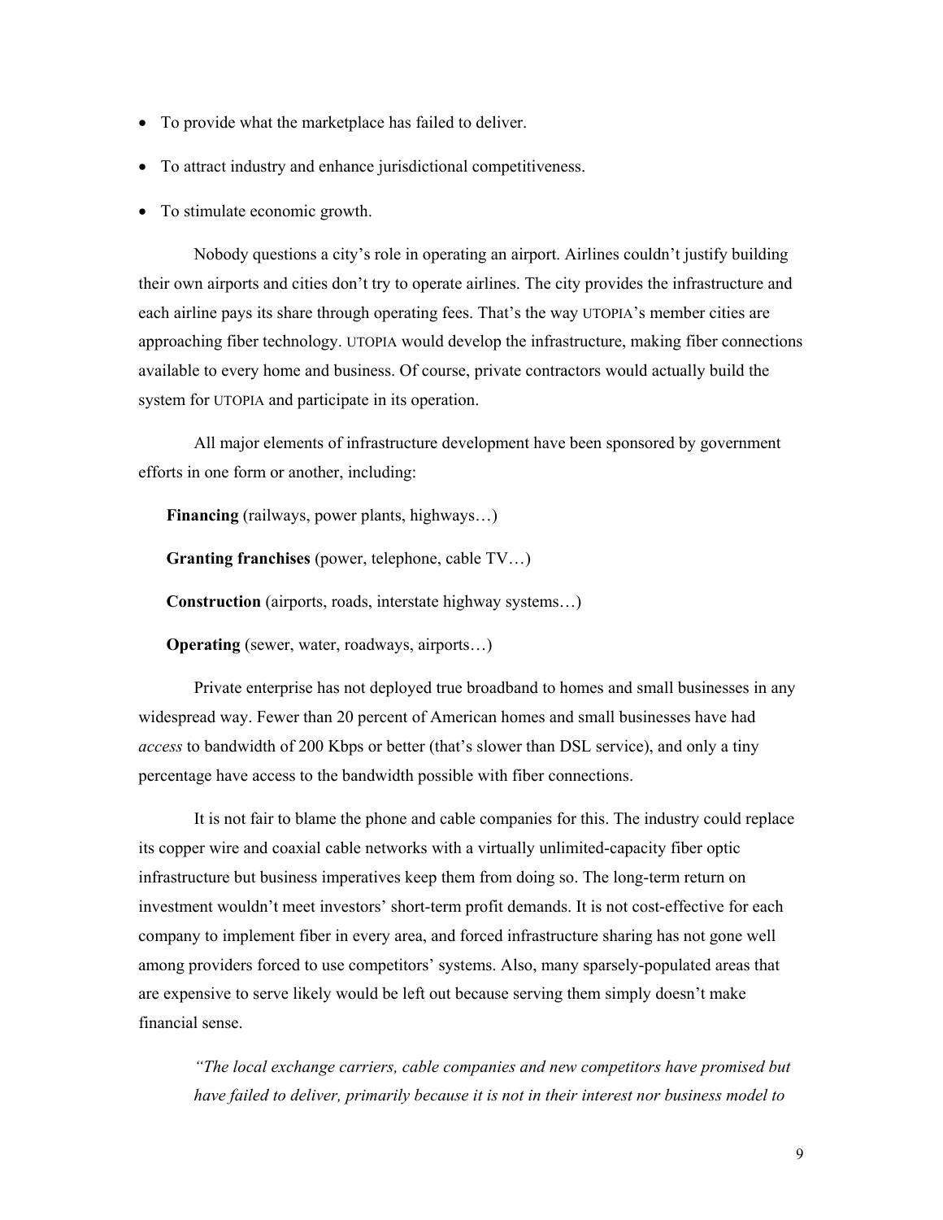- To provide what the marketplace has failed to deliver.
- To attract industry and enhance jurisdictional competitiveness.
- To stimulate economic growth.

Nobody questions a city's role in operating an airport. Airlines couldn't justify building their own airports and cities don't try to operate airlines. The city provides the infrastructure and each airline pays its share through operating fees. That's the way UTOPIA's member cities are approaching fiber technology. UTOPIA would develop the infrastructure, making fiber connections available to every home and business. Of course, private contractors would actually build the system for UTOPIA and participate in its operation.

All major elements of infrastructure development have been sponsored by government efforts in one form or another, including:

**Financing** (railways, power plants, highways…)

**Granting franchises** (power, telephone, cable TV…)

**Construction** (airports, roads, interstate highway systems…)

**Operating** (sewer, water, roadways, airports…)

Private enterprise has not deployed true broadband to homes and small businesses in any widespread way. Fewer than 20 percent of American homes and small businesses have had *access* to bandwidth of 200 Kbps or better (that's slower than DSL service), and only a tiny percentage have access to the bandwidth possible with fiber connections.

It is not fair to blame the phone and cable companies for this. The industry could replace its copper wire and coaxial cable networks with a virtually unlimited-capacity fiber optic infrastructure but business imperatives keep them from doing so. The long-term return on investment wouldn't meet investors' short-term profit demands. It is not cost-effective for each company to implement fiber in every area, and forced infrastructure sharing has not gone well among providers forced to use competitors' systems. Also, many sparsely-populated areas that are expensive to serve likely would be left out because serving them simply doesn't make financial sense.

> *"The local exchange carriers, cable companies and new competitors have promised but have failed to deliver, primarily because it is not in their interest nor business model to*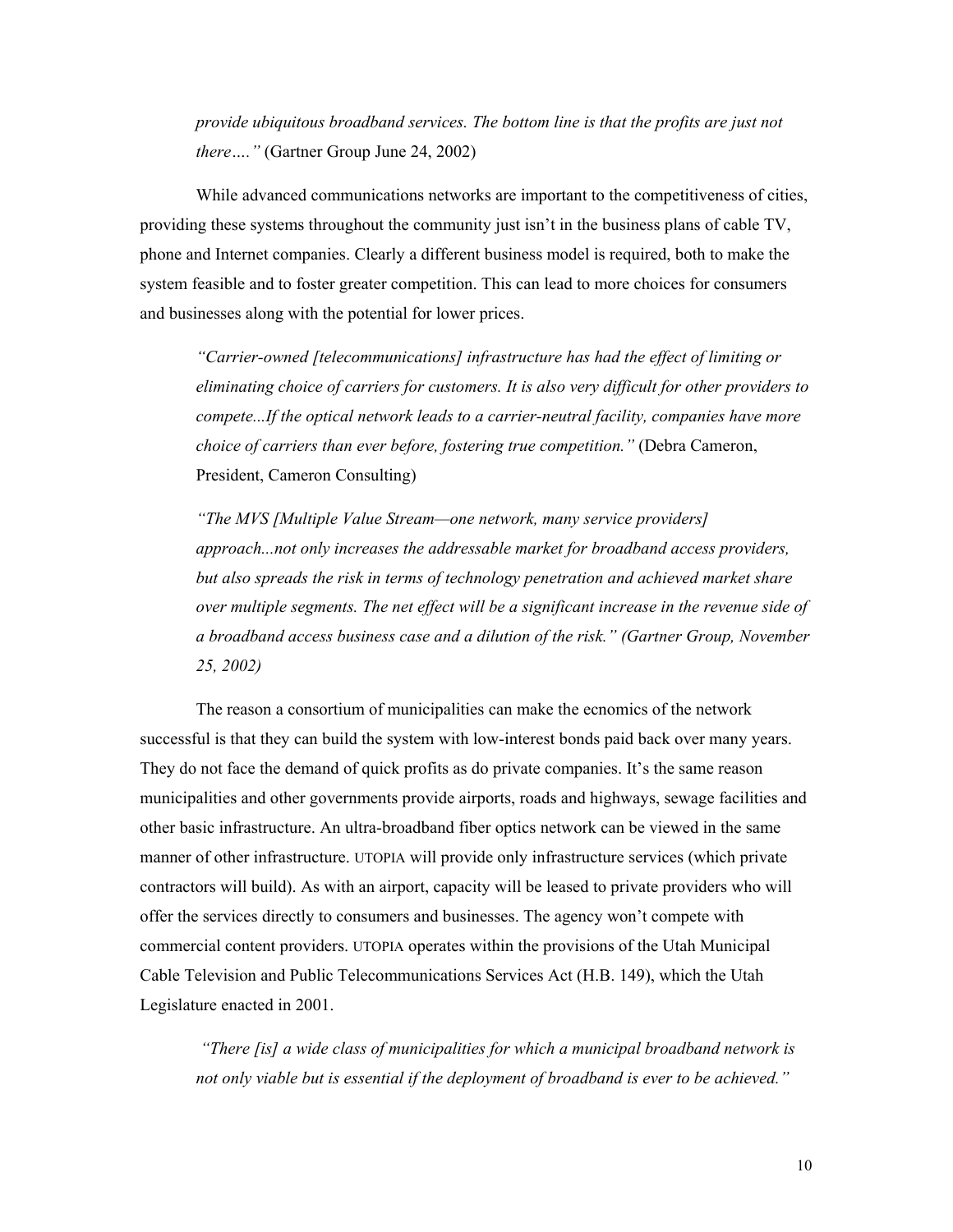*provide ubiquitous broadband services. The bottom line is that the profits are just not there…."* (Gartner Group June 24, 2002)

While advanced communications networks are important to the competitiveness of cities, providing these systems throughout the community just isn't in the business plans of cable TV, phone and Internet companies. Clearly a different business model is required, both to make the system feasible and to foster greater competition. This can lead to more choices for consumers and businesses along with the potential for lower prices.

> *"Carrier-owned [telecommunications] infrastructure has had the effect of limiting or eliminating choice of carriers for customers. It is also very difficult for other providers to compete...If the optical network leads to a carrier-neutral facility, companies have more choice of carriers than ever before, fostering true competition."* (Debra Cameron, President, Cameron Consulting)

> *"The MVS [Multiple Value Stream—one network, many service providers] approach...not only increases the addressable market for broadband access providers, but also spreads the risk in terms of technology penetration and achieved market share over multiple segments. The net effect will be a significant increase in the revenue side of a broadband access business case and a dilution of the risk." (Gartner Group, November 25, 2002)*

The reason a consortium of municipalities can make the ecnomics of the network successful is that they can build the system with low-interest bonds paid back over many years. They do not face the demand of quick profits as do private companies. It's the same reason municipalities and other governments provide airports, roads and highways, sewage facilities and other basic infrastructure. An ultra-broadband fiber optics network can be viewed in the same manner of other infrastructure. UTOPIA will provide only infrastructure services (which private contractors will build). As with an airport, capacity will be leased to private providers who will offer the services directly to consumers and businesses. The agency won't compete with commercial content providers. UTOPIA operates within the provisions of the Utah Municipal Cable Television and Public Telecommunications Services Act (H.B. 149), which the Utah Legislature enacted in 2001.

> *"There [is] a wide class of municipalities for which a municipal broadband network is not only viable but is essential if the deployment of broadband is ever to be achieved."*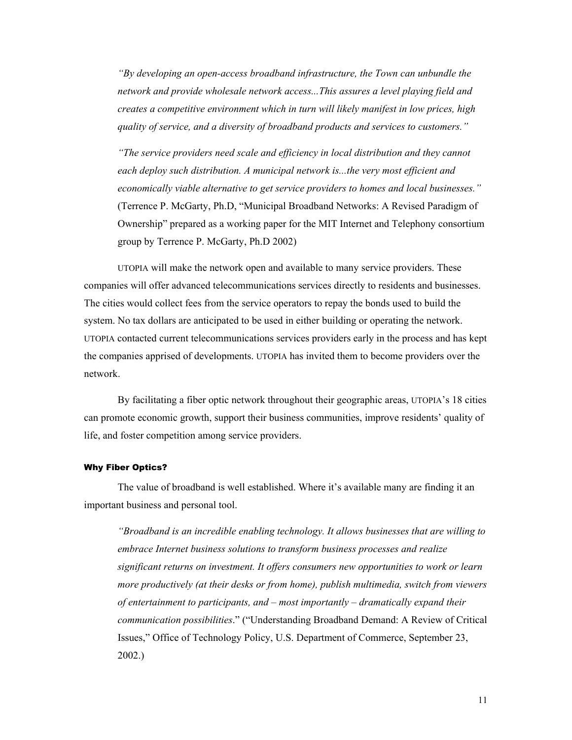*"By developing an open-access broadband infrastructure, the Town can unbundle the network and provide wholesale network access...This assures a level playing field and creates a competitive environment which in turn will likely manifest in low prices, high quality of service, and a diversity of broadband products and services to customers."*

*"The service providers need scale and efficiency in local distribution and they cannot each deploy such distribution. A municipal network is...the very most efficient and economically viable alternative to get service providers to homes and local businesses."* (Terrence P. McGarty, Ph.D, "Municipal Broadband Networks: A Revised Paradigm of Ownership" prepared as a working paper for the MIT Internet and Telephony consortium group by Terrence P. McGarty, Ph.D 2002)

UTOPIA will make the network open and available to many service providers. These companies will offer advanced telecommunications services directly to residents and businesses. The cities would collect fees from the service operators to repay the bonds used to build the system. No tax dollars are anticipated to be used in either building or operating the network. UTOPIA contacted current telecommunications services providers early in the process and has kept the companies apprised of developments. UTOPIA has invited them to become providers over the network.

By facilitating a fiber optic network throughout their geographic areas, UTOPIA's 18 cities can promote economic growth, support their business communities, improve residents' quality of life, and foster competition among service providers.

#### Why Fiber Optics?

The value of broadband is well established. Where it's available many are finding it an important business and personal tool.

*"Broadband is an incredible enabling technology. It allows businesses that are willing to embrace Internet business solutions to transform business processes and realize significant returns on investment. It offers consumers new opportunities to work or learn more productively (at their desks or from home), publish multimedia, switch from viewers of entertainment to participants, and – most importantly – dramatically expand their communication possibilities*." ("Understanding Broadband Demand: A Review of Critical Issues," Office of Technology Policy, U.S. Department of Commerce, September 23, 2002.)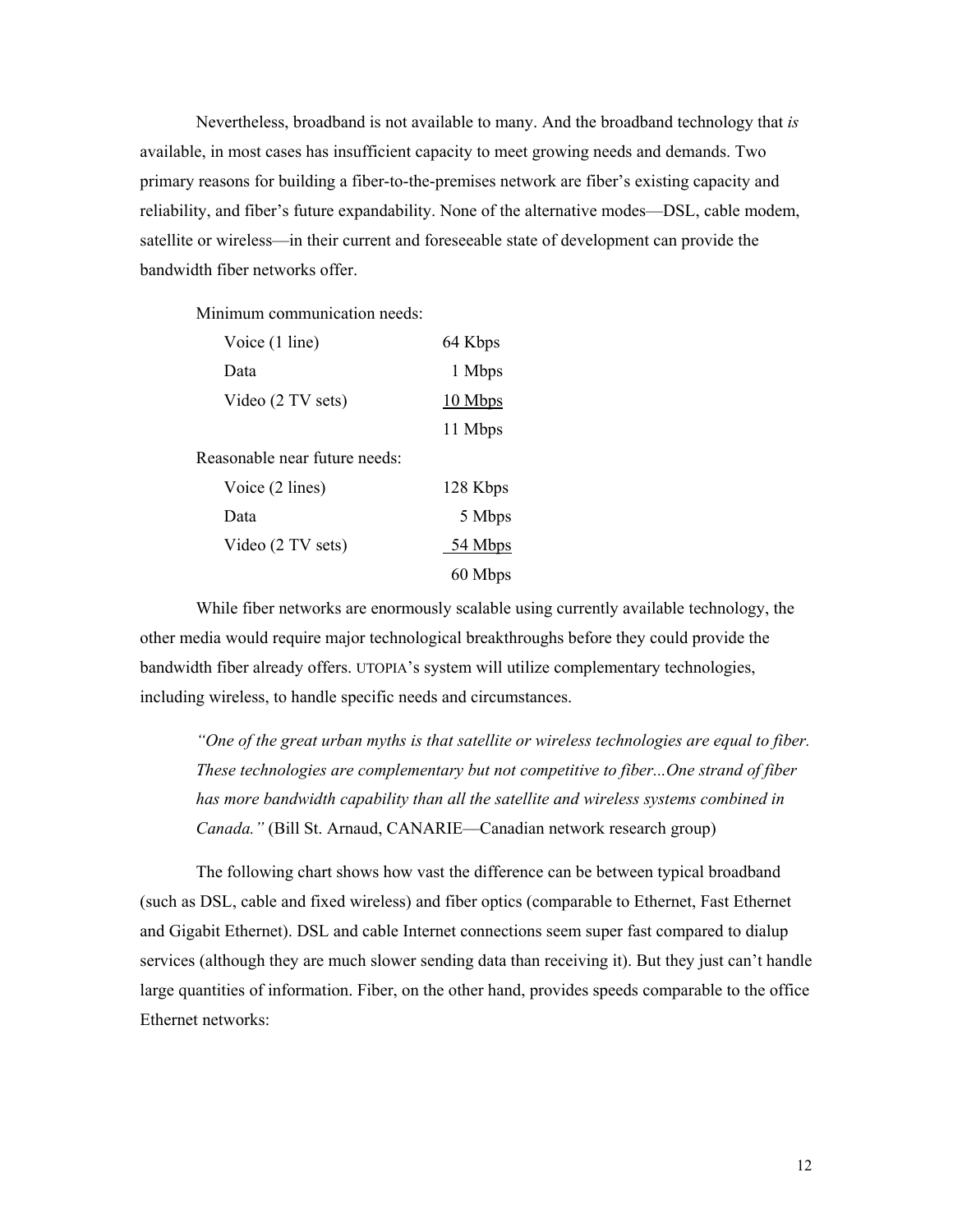Nevertheless, broadband is not available to many. And the broadband technology that *is* available, in most cases has insufficient capacity to meet growing needs and demands. Two primary reasons for building a fiber-to-the-premises network are fiber's existing capacity and reliability, and fiber's future expandability. None of the alternative modes—DSL, cable modem, satellite or wireless—in their current and foreseeable state of development can provide the bandwidth fiber networks offer.

| Minimum communication needs: | |
|---|---|
| Voice (1 line) | 64 Kbps |
| Data | 1 Mbps |
| Video (2 TV sets) | 10 Mbps |
| | 11 Mbps |
| **Reasonable near future needs:** | |
| Voice (2 lines) | 128 Kbps |
| Data | 5 Mbps |
| Video (2 TV sets) | 54 Mbps |
| | 60 Mbps |

While fiber networks are enormously scalable using currently available technology, the other media would require major technological breakthroughs before they could provide the bandwidth fiber already offers. UTOPIA's system will utilize complementary technologies, including wireless, to handle specific needs and circumstances.

> *"One of the great urban myths is that satellite or wireless technologies are equal to fiber. These technologies are complementary but not competitive to fiber...One strand of fiber has more bandwidth capability than all the satellite and wireless systems combined in Canada."* (Bill St. Arnaud, CANARIE—Canadian network research group)

The following chart shows how vast the difference can be between typical broadband (such as DSL, cable and fixed wireless) and fiber optics (comparable to Ethernet, Fast Ethernet and Gigabit Ethernet). DSL and cable Internet connections seem super fast compared to dialup services (although they are much slower sending data than receiving it). But they just can't handle large quantities of information. Fiber, on the other hand, provides speeds comparable to the office Ethernet networks: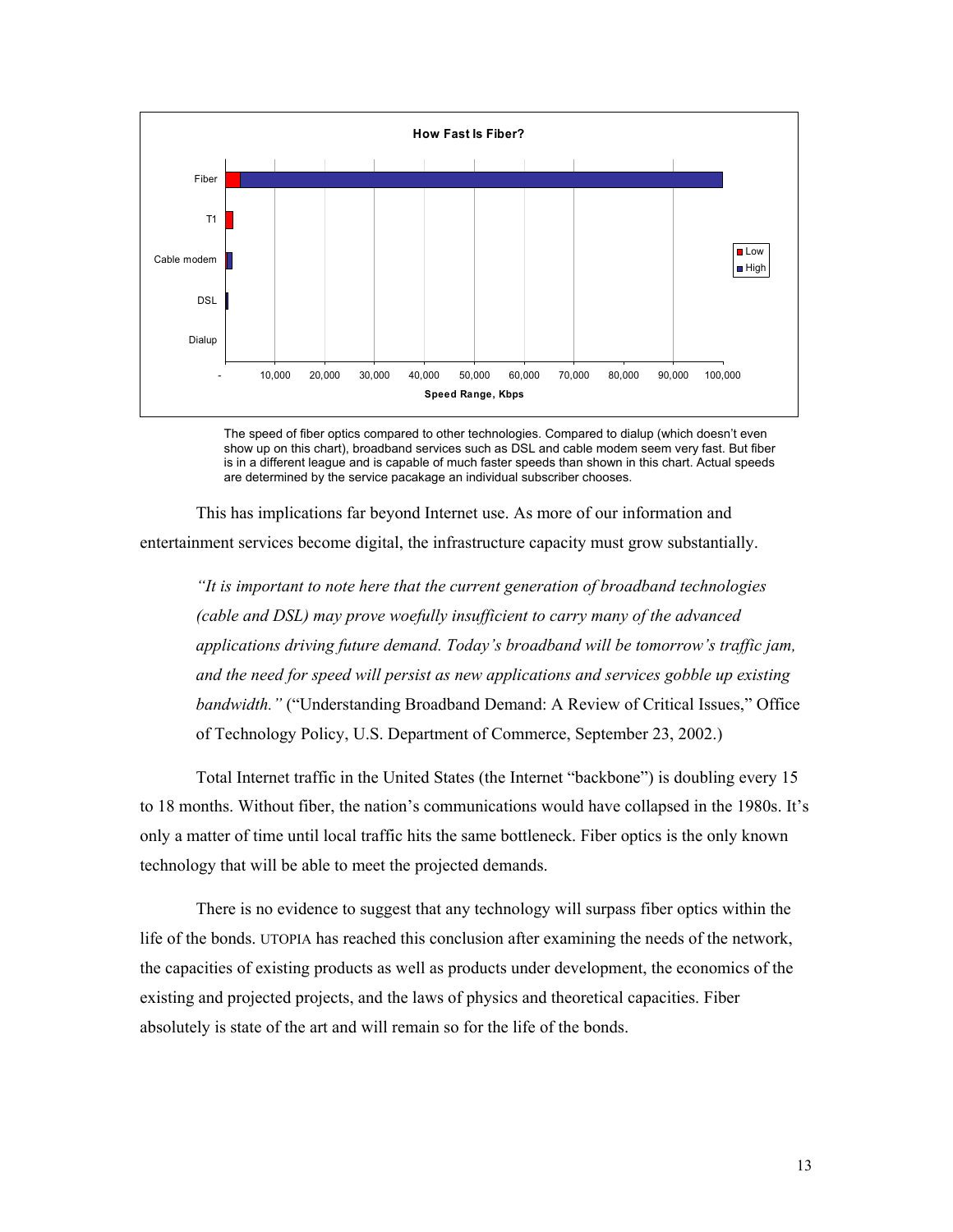The speed of fiber optics compared to other technologies. Compared to dialup (which doesn't even show up on this chart), broadband services such as DSL and cable modem seem very fast. But fiber is in a different league and is capable of much faster speeds than shown in this chart. Actual speeds are determined by the service pacakage an individual subscriber chooses.

This has implications far beyond Internet use. As more of our information and entertainment services become digital, the infrastructure capacity must grow substantially.

> *"It is important to note here that the current generation of broadband technologies (cable and DSL) may prove woefully insufficient to carry many of the advanced applications driving future demand. Today's broadband will be tomorrow's traffic jam, and the need for speed will persist as new applications and services gobble up existing bandwidth."* ("Understanding Broadband Demand: A Review of Critical Issues," Office of Technology Policy, U.S. Department of Commerce, September 23, 2002.)

Total Internet traffic in the United States (the Internet "backbone") is doubling every 15 to 18 months. Without fiber, the nation's communications would have collapsed in the 1980s. It's only a matter of time until local traffic hits the same bottleneck. Fiber optics is the only known technology that will be able to meet the projected demands.

There is no evidence to suggest that any technology will surpass fiber optics within the life of the bonds. UTOPIA has reached this conclusion after examining the needs of the network, the capacities of existing products as well as products under development, the economics of the existing and projected projects, and the laws of physics and theoretical capacities. Fiber absolutely is state of the art and will remain so for the life of the bonds.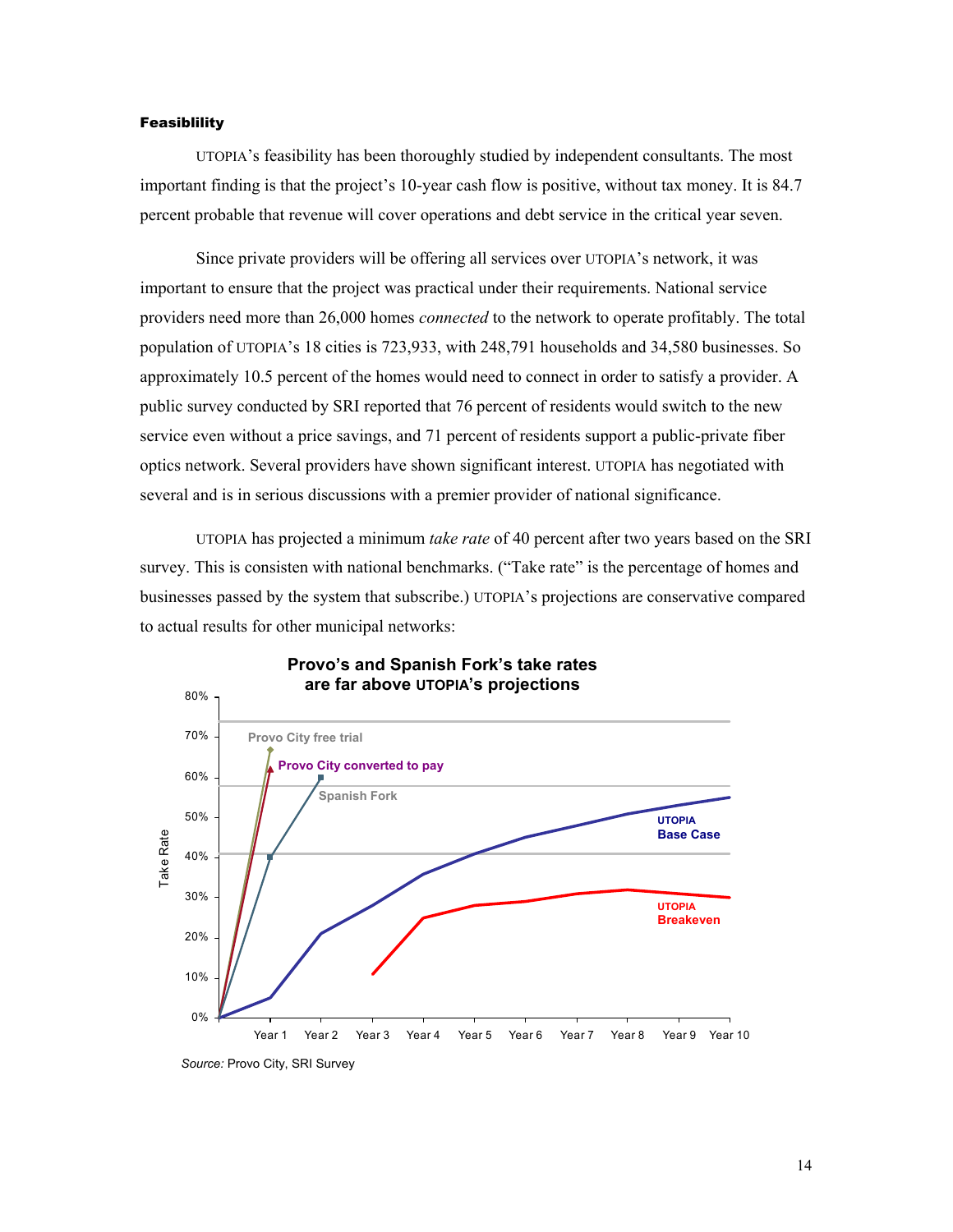**Feasiblility**

UTOPIA's feasibility has been thoroughly studied by independent consultants. The most important finding is that the project's 10-year cash flow is positive, without tax money. It is 84.7 percent probable that revenue will cover operations and debt service in the critical year seven.

Since private providers will be offering all services over UTOPIA's network, it was important to ensure that the project was practical under their requirements. National service providers need more than 26,000 homes *connected* to the network to operate profitably. The total population of UTOPIA's 18 cities is 723,933, with 248,791 households and 34,580 businesses. So approximately 10.5 percent of the homes would need to connect in order to satisfy a provider. A public survey conducted by SRI reported that 76 percent of residents would switch to the new service even without a price savings, and 71 percent of residents support a public-private fiber optics network. Several providers have shown significant interest. UTOPIA has negotiated with several and is in serious discussions with a premier provider of national significance.

UTOPIA has projected a minimum *take rate* of 40 percent after two years based on the SRI survey. This is consisten with national benchmarks. ("Take rate" is the percentage of homes and businesses passed by the system that subscribe.) UTOPIA's projections are conservative compared to actual results for other municipal networks:

**Provo's and Spanish Fork's take rates are far above UTOPIA's projections**

*Source:* Provo City, SRI Survey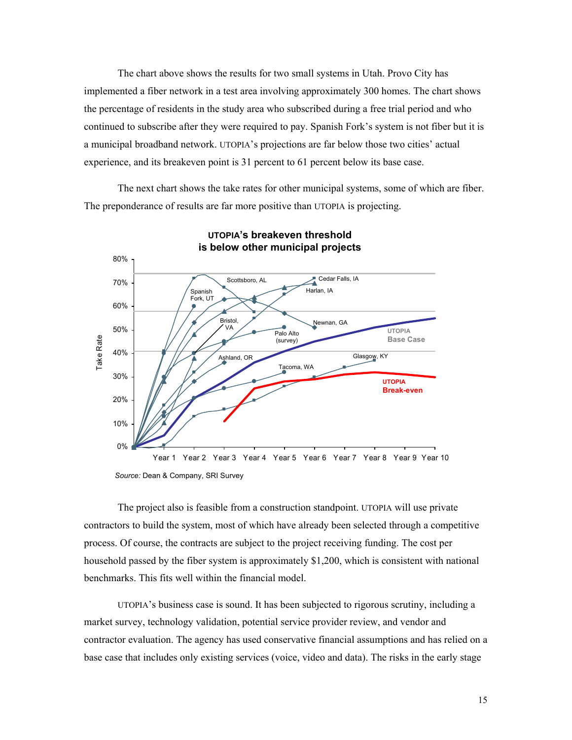The chart above shows the results for two small systems in Utah. Provo City has implemented a fiber network in a test area involving approximately 300 homes. The chart shows the percentage of residents in the study area who subscribed during a free trial period and who continued to subscribe after they were required to pay. Spanish Fork's system is not fiber but it is a municipal broadband network. UTOPIA's projections are far below those two cities' actual experience, and its breakeven point is 31 percent to 61 percent below its base case.

The next chart shows the take rates for other municipal systems, some of which are fiber. The preponderance of results are far more positive than UTOPIA is projecting.

**UTOPIA's breakeven threshold is below other municipal projects**

*Source:* Dean & Company, SRI Survey

The project also is feasible from a construction standpoint. UTOPIA will use private contractors to build the system, most of which have already been selected through a competitive process. Of course, the contracts are subject to the project receiving funding. The cost per household passed by the fiber system is approximately $1,200, which is consistent with national benchmarks. This fits well within the financial model.

UTOPIA's business case is sound. It has been subjected to rigorous scrutiny, including a market survey, technology validation, potential service provider review, and vendor and contractor evaluation. The agency has used conservative financial assumptions and has relied on a base case that includes only existing services (voice, video and data). The risks in the early stage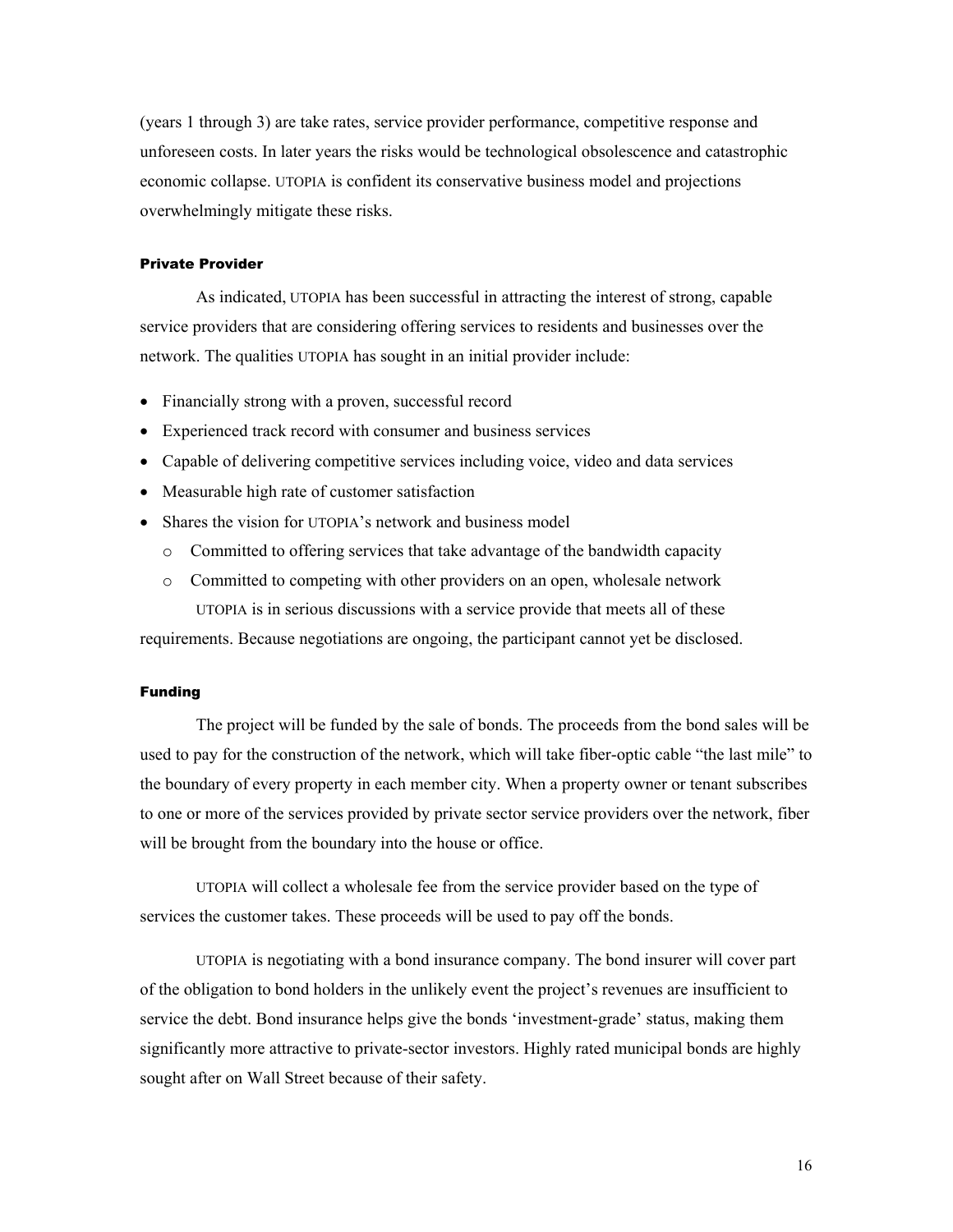(years 1 through 3) are take rates, service provider performance, competitive response and unforeseen costs. In later years the risks would be technological obsolescence and catastrophic economic collapse. UTOPIA is confident its conservative business model and projections overwhelmingly mitigate these risks.

### Private Provider

As indicated, UTOPIA has been successful in attracting the interest of strong, capable service providers that are considering offering services to residents and businesses over the network. The qualities UTOPIA has sought in an initial provider include:

- Financially strong with a proven, successful record
- Experienced track record with consumer and business services
- Capable of delivering competitive services including voice, video and data services
- Measurable high rate of customer satisfaction
- Shares the vision for UTOPIA's network and business model
    - Committed to offering services that take advantage of the bandwidth capacity
    - Committed to competing with other providers on an open, wholesale network

UTOPIA is in serious discussions with a service provide that meets all of these requirements. Because negotiations are ongoing, the participant cannot yet be disclosed.

### Funding

The project will be funded by the sale of bonds. The proceeds from the bond sales will be used to pay for the construction of the network, which will take fiber-optic cable "the last mile" to the boundary of every property in each member city. When a property owner or tenant subscribes to one or more of the services provided by private sector service providers over the network, fiber will be brought from the boundary into the house or office.

UTOPIA will collect a wholesale fee from the service provider based on the type of services the customer takes. These proceeds will be used to pay off the bonds.

UTOPIA is negotiating with a bond insurance company. The bond insurer will cover part of the obligation to bond holders in the unlikely event the project's revenues are insufficient to service the debt. Bond insurance helps give the bonds 'investment-grade' status, making them significantly more attractive to private-sector investors. Highly rated municipal bonds are highly sought after on Wall Street because of their safety.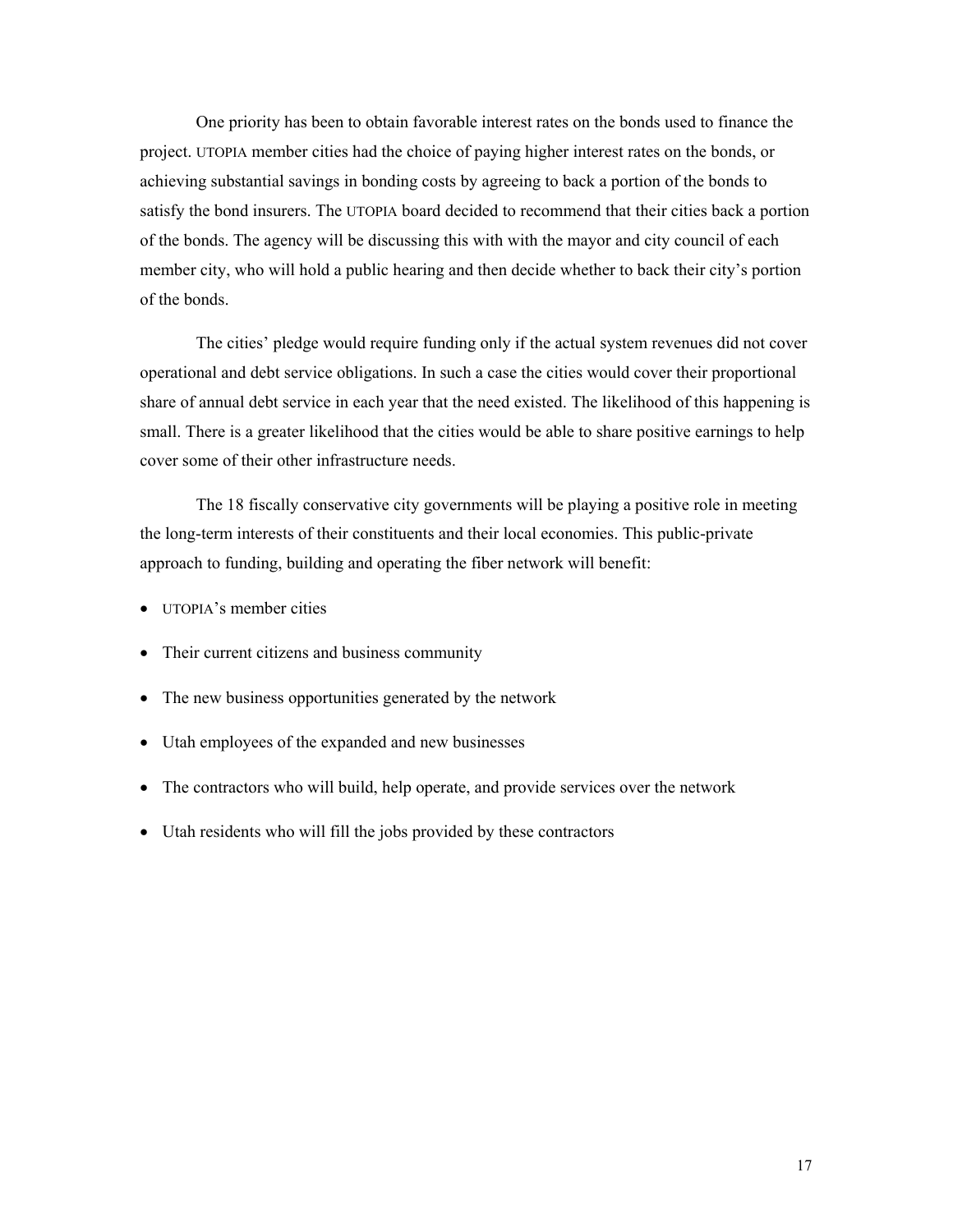One priority has been to obtain favorable interest rates on the bonds used to finance the project. UTOPIA member cities had the choice of paying higher interest rates on the bonds, or achieving substantial savings in bonding costs by agreeing to back a portion of the bonds to satisfy the bond insurers. The UTOPIA board decided to recommend that their cities back a portion of the bonds. The agency will be discussing this with with the mayor and city council of each member city, who will hold a public hearing and then decide whether to back their city's portion of the bonds.

The cities' pledge would require funding only if the actual system revenues did not cover operational and debt service obligations. In such a case the cities would cover their proportional share of annual debt service in each year that the need existed. The likelihood of this happening is small. There is a greater likelihood that the cities would be able to share positive earnings to help cover some of their other infrastructure needs.

The 18 fiscally conservative city governments will be playing a positive role in meeting the long-term interests of their constituents and their local economies. This public-private approach to funding, building and operating the fiber network will benefit:

- UTOPIA's member cities
- Their current citizens and business community
- The new business opportunities generated by the network
- Utah employees of the expanded and new businesses
- The contractors who will build, help operate, and provide services over the network
- Utah residents who will fill the jobs provided by these contractors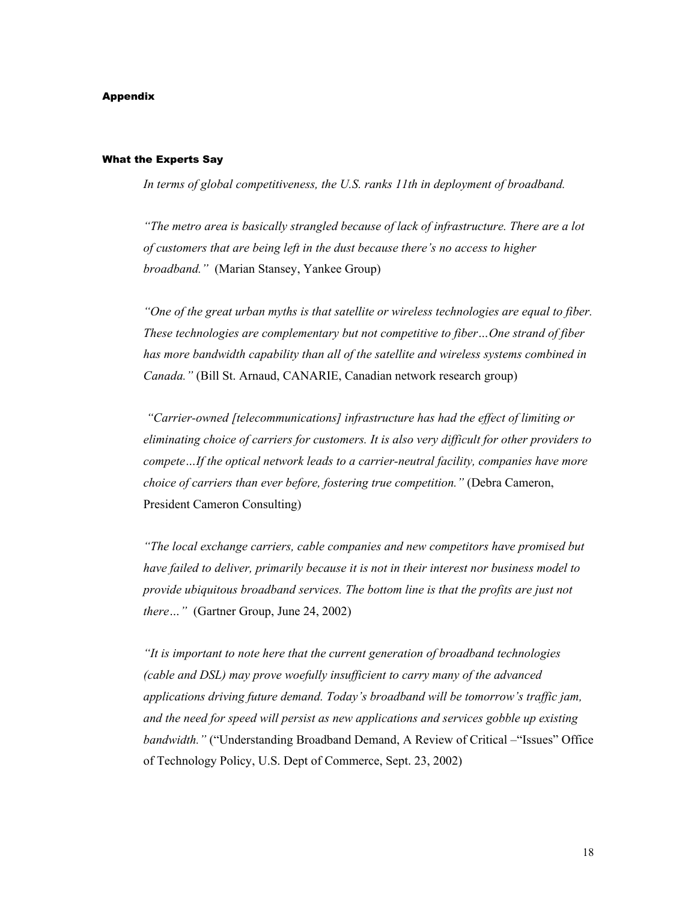## Appendix

### What the Experts Say

*In terms of global competitiveness, the U.S. ranks 11th in deployment of broadband.*

*"The metro area is basically strangled because of lack of infrastructure. There are a lot of customers that are being left in the dust because there's no access to higher broadband."* (Marian Stansey, Yankee Group)

*"One of the great urban myths is that satellite or wireless technologies are equal to fiber. These technologies are complementary but not competitive to fiber…One strand of fiber has more bandwidth capability than all of the satellite and wireless systems combined in Canada."* (Bill St. Arnaud, CANARIE, Canadian network research group)

*"Carrier-owned [telecommunications] infrastructure has had the effect of limiting or eliminating choice of carriers for customers. It is also very difficult for other providers to compete…If the optical network leads to a carrier-neutral facility, companies have more choice of carriers than ever before, fostering true competition."* (Debra Cameron, President Cameron Consulting)

*"The local exchange carriers, cable companies and new competitors have promised but have failed to deliver, primarily because it is not in their interest nor business model to provide ubiquitous broadband services. The bottom line is that the profits are just not there…"* (Gartner Group, June 24, 2002)

*"It is important to note here that the current generation of broadband technologies (cable and DSL) may prove woefully insufficient to carry many of the advanced applications driving future demand. Today's broadband will be tomorrow's traffic jam, and the need for speed will persist as new applications and services gobble up existing bandwidth."* ("Understanding Broadband Demand, A Review of Critical –"Issues" Office of Technology Policy, U.S. Dept of Commerce, Sept. 23, 2002)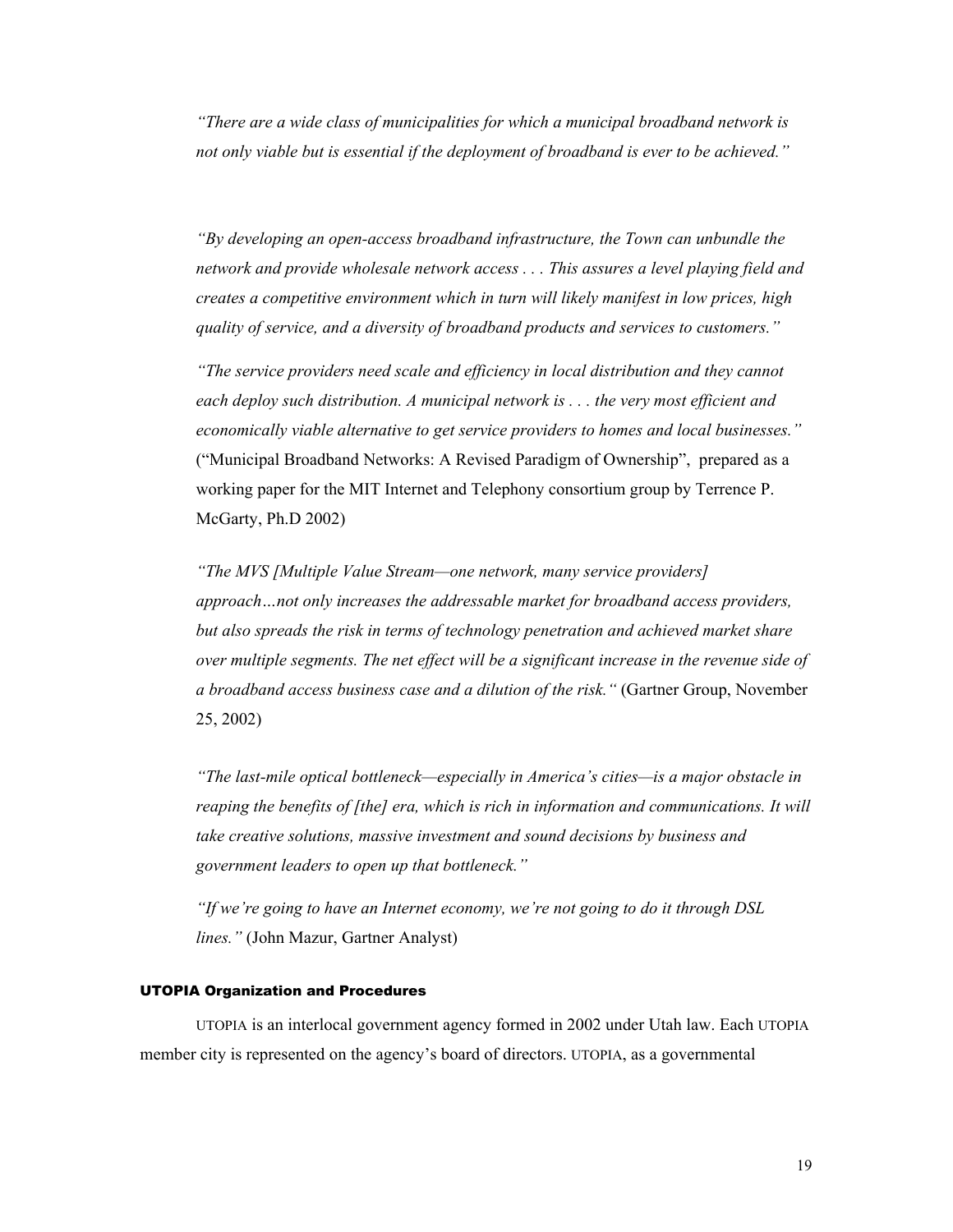*"There are a wide class of municipalities for which a municipal broadband network is not only viable but is essential if the deployment of broadband is ever to be achieved."*

*"By developing an open-access broadband infrastructure, the Town can unbundle the network and provide wholesale network access . . . This assures a level playing field and creates a competitive environment which in turn will likely manifest in low prices, high quality of service, and a diversity of broadband products and services to customers."*

*"The service providers need scale and efficiency in local distribution and they cannot each deploy such distribution. A municipal network is . . . the very most efficient and economically viable alternative to get service providers to homes and local businesses."* ("Municipal Broadband Networks: A Revised Paradigm of Ownership", prepared as a working paper for the MIT Internet and Telephony consortium group by Terrence P. McGarty, Ph.D 2002)

*"The MVS [Multiple Value Stream—one network, many service providers] approach…not only increases the addressable market for broadband access providers, but also spreads the risk in terms of technology penetration and achieved market share over multiple segments. The net effect will be a significant increase in the revenue side of a broadband access business case and a dilution of the risk."* (Gartner Group, November 25, 2002)

*"The last-mile optical bottleneck—especially in America's cities—is a major obstacle in reaping the benefits of [the] era, which is rich in information and communications. It will take creative solutions, massive investment and sound decisions by business and government leaders to open up that bottleneck."*

*"If we're going to have an Internet economy, we're not going to do it through DSL lines."* (John Mazur, Gartner Analyst)

### UTOPIA Organization and Procedures

UTOPIA is an interlocal government agency formed in 2002 under Utah law. Each UTOPIA member city is represented on the agency's board of directors. UTOPIA, as a governmental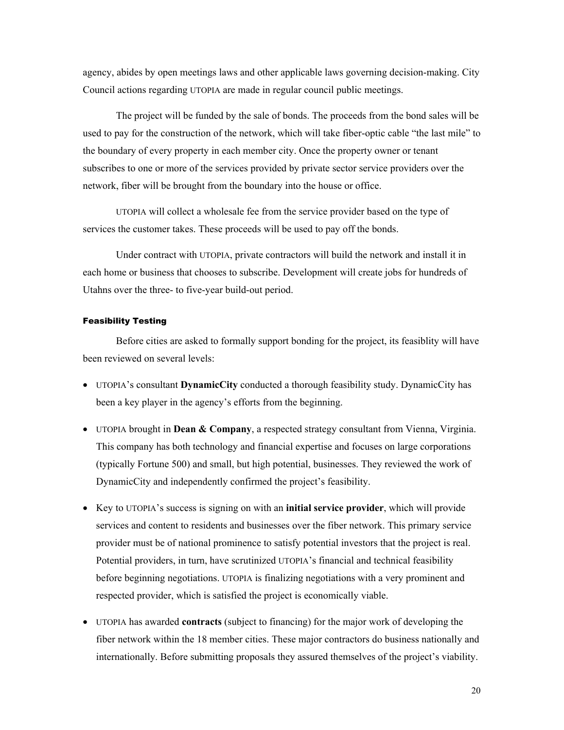agency, abides by open meetings laws and other applicable laws governing decision-making. City Council actions regarding UTOPIA are made in regular council public meetings.

The project will be funded by the sale of bonds. The proceeds from the bond sales will be used to pay for the construction of the network, which will take fiber-optic cable "the last mile" to the boundary of every property in each member city. Once the property owner or tenant subscribes to one or more of the services provided by private sector service providers over the network, fiber will be brought from the boundary into the house or office.

UTOPIA will collect a wholesale fee from the service provider based on the type of services the customer takes. These proceeds will be used to pay off the bonds.

Under contract with UTOPIA, private contractors will build the network and install it in each home or business that chooses to subscribe. Development will create jobs for hundreds of Utahns over the three- to five-year build-out period.

#### Feasibility Testing

Before cities are asked to formally support bonding for the project, its feasiblity will have been reviewed on several levels:

- UTOPIA's consultant **DynamicCity** conducted a thorough feasibility study. DynamicCity has been a key player in the agency's efforts from the beginning.
- UTOPIA brought in **Dean & Company**, a respected strategy consultant from Vienna, Virginia. This company has both technology and financial expertise and focuses on large corporations (typically Fortune 500) and small, but high potential, businesses. They reviewed the work of DynamicCity and independently confirmed the project's feasibility.
- Key to UTOPIA's success is signing on with an **initial service provider**, which will provide services and content to residents and businesses over the fiber network. This primary service provider must be of national prominence to satisfy potential investors that the project is real. Potential providers, in turn, have scrutinized UTOPIA's financial and technical feasibility before beginning negotiations. UTOPIA is finalizing negotiations with a very prominent and respected provider, which is satisfied the project is economically viable.
- UTOPIA has awarded **contracts** (subject to financing) for the major work of developing the fiber network within the 18 member cities. These major contractors do business nationally and internationally. Before submitting proposals they assured themselves of the project's viability.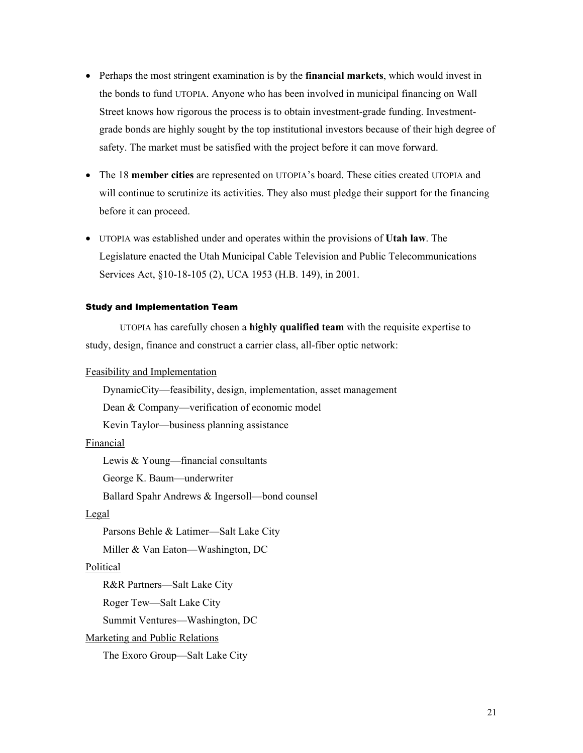- Perhaps the most stringent examination is by the **financial markets**, which would invest in the bonds to fund UTOPIA. Anyone who has been involved in municipal financing on Wall Street knows how rigorous the process is to obtain investment-grade funding. Investment-grade bonds are highly sought by the top institutional investors because of their high degree of safety. The market must be satisfied with the project before it can move forward.

- The 18 **member cities** are represented on UTOPIA's board. These cities created UTOPIA and will continue to scrutinize its activities. They also must pledge their support for the financing before it can proceed.

- UTOPIA was established under and operates within the provisions of **Utah law**. The Legislature enacted the Utah Municipal Cable Television and Public Telecommunications Services Act, §10-18-105 (2), UCA 1953 (H.B. 149), in 2001.

#### Study and Implementation Team

UTOPIA has carefully chosen a **highly qualified team** with the requisite expertise to study, design, finance and construct a carrier class, all-fiber optic network:

<u>Feasibility and Implementation</u>

DynamicCity—feasibility, design, implementation, asset management

Dean & Company—verification of economic model

Kevin Taylor—business planning assistance

<u>Financial</u>

Lewis & Young—financial consultants

George K. Baum—underwriter

Ballard Spahr Andrews & Ingersoll—bond counsel

<u>Legal</u>

Parsons Behle & Latimer—Salt Lake City

Miller & Van Eaton—Washington, DC

<u>Political</u>

R&R Partners—Salt Lake City

Roger Tew—Salt Lake City

Summit Ventures—Washington, DC

<u>Marketing and Public Relations</u>

The Exoro Group—Salt Lake City